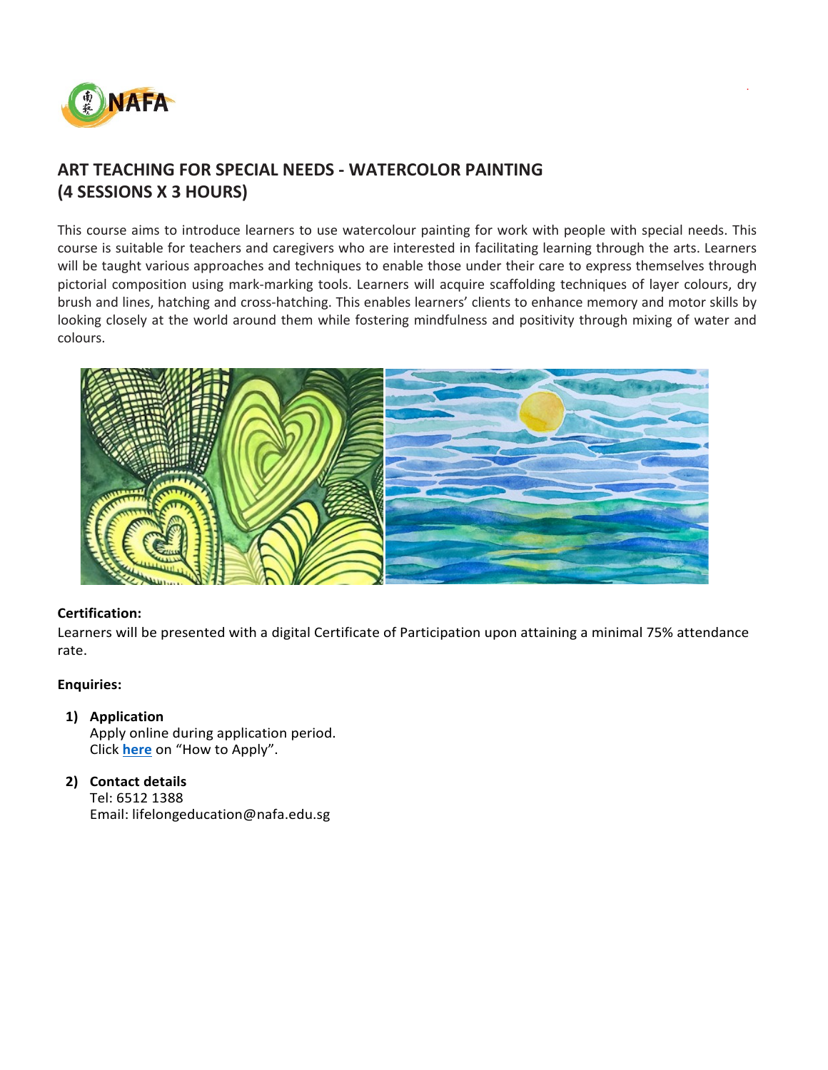# ART TEACHING FOR SPECIAL NEEDS - WATERCOLOR PAINTING (4 SESSIONS X 3 HOURS)

This course aims to introduce learners to use watercolour painting for work with people with special needs. This course is suitable for teachers and caregivers who are interested in facilitating learning through the arts. Learners will be taught various approaches and techniques to enable those under their care to express themselves through pictorial composition using mark-marking tools. Learners will acquire scaffolding techniques of layer colours, dry brush and lines, hatching and cross-hatching. This enables learners' clients to enhance memory and motor skills by looking closely at the world around them while fostering mindfulness and positivity through mixing of water and colours.

**Certification:**

Learners will be presented with a digital Certificate of Participation upon attaining a minimal 75% attendance rate.

**Enquiries:**

1) **Application**
   Apply online during application period.
   Click **here** on "How to Apply".

2) **Contact details**
   Tel: 6512 1388
   Email: lifelongeducation@nafa.edu.sg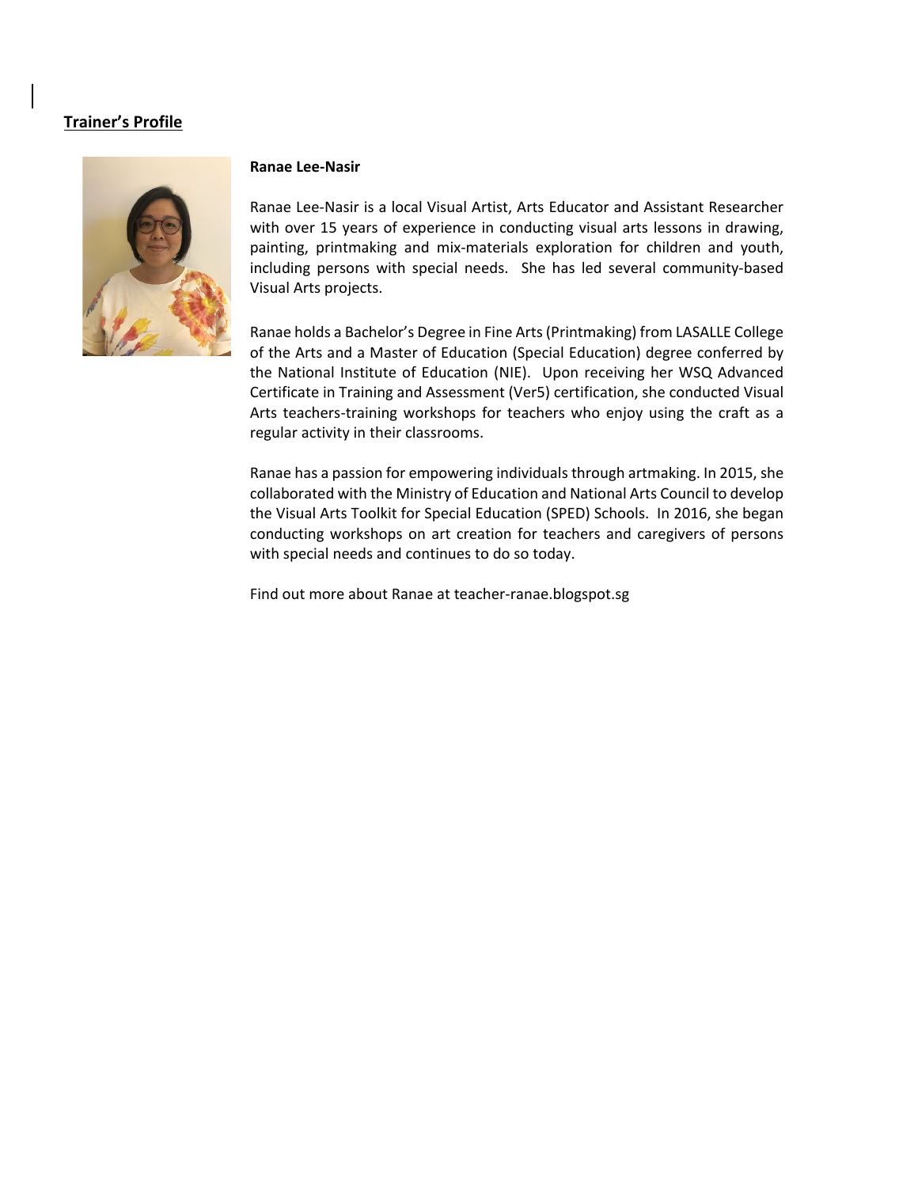## Trainer's Profile

**Ranae Lee-Nasir**

Ranae Lee-Nasir is a local Visual Artist, Arts Educator and Assistant Researcher with over 15 years of experience in conducting visual arts lessons in drawing, painting, printmaking and mix-materials exploration for children and youth, including persons with special needs. She has led several community-based Visual Arts projects.

Ranae holds a Bachelor's Degree in Fine Arts (Printmaking) from LASALLE College of the Arts and a Master of Education (Special Education) degree conferred by the National Institute of Education (NIE). Upon receiving her WSQ Advanced Certificate in Training and Assessment (Ver5) certification, she conducted Visual Arts teachers-training workshops for teachers who enjoy using the craft as a regular activity in their classrooms.

Ranae has a passion for empowering individuals through artmaking. In 2015, she collaborated with the Ministry of Education and National Arts Council to develop the Visual Arts Toolkit for Special Education (SPED) Schools. In 2016, she began conducting workshops on art creation for teachers and caregivers of persons with special needs and continues to do so today.

Find out more about Ranae at teacher-ranae.blogspot.sg